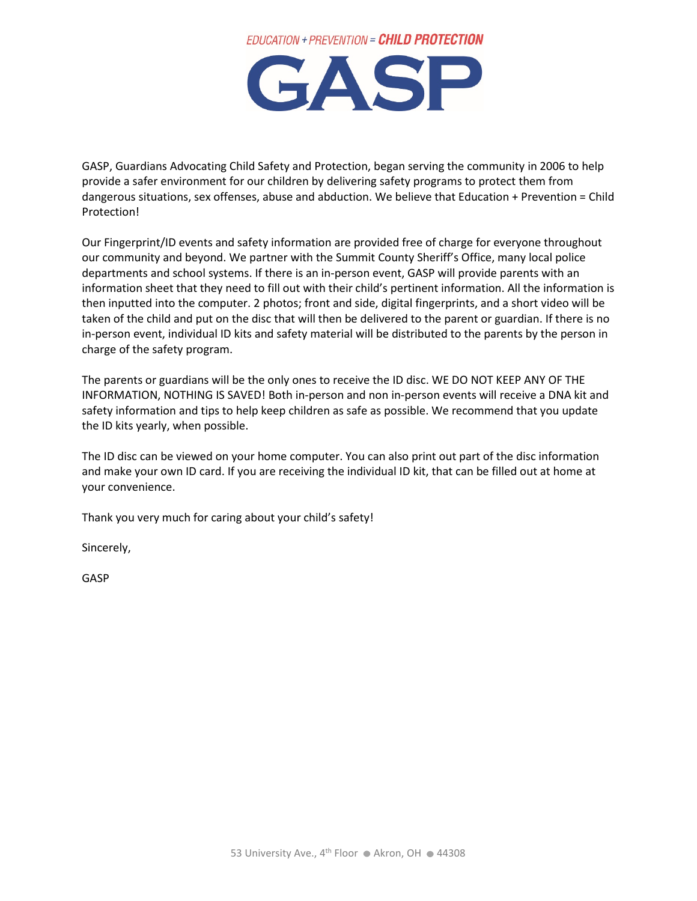EDUCATION + PREVENTION = **CHILD PROTECTION**

# GASP

GASP, Guardians Advocating Child Safety and Protection, began serving the community in 2006 to help provide a safer environment for our children by delivering safety programs to protect them from dangerous situations, sex offenses, abuse and abduction. We believe that Education + Prevention = Child Protection!

Our Fingerprint/ID events and safety information are provided free of charge for everyone throughout our community and beyond. We partner with the Summit County Sheriff's Office, many local police departments and school systems. If there is an in-person event, GASP will provide parents with an information sheet that they need to fill out with their child's pertinent information. All the information is then inputted into the computer. 2 photos; front and side, digital fingerprints, and a short video will be taken of the child and put on the disc that will then be delivered to the parent or guardian. If there is no in-person event, individual ID kits and safety material will be distributed to the parents by the person in charge of the safety program.

The parents or guardians will be the only ones to receive the ID disc. WE DO NOT KEEP ANY OF THE INFORMATION, NOTHING IS SAVED! Both in-person and non in-person events will receive a DNA kit and safety information and tips to help keep children as safe as possible. We recommend that you update the ID kits yearly, when possible.

The ID disc can be viewed on your home computer. You can also print out part of the disc information and make your own ID card. If you are receiving the individual ID kit, that can be filled out at home at your convenience.

Thank you very much for caring about your child's safety!

Sincerely,

GASP

53 University Ave., 4th Floor ● Akron, OH ● 44308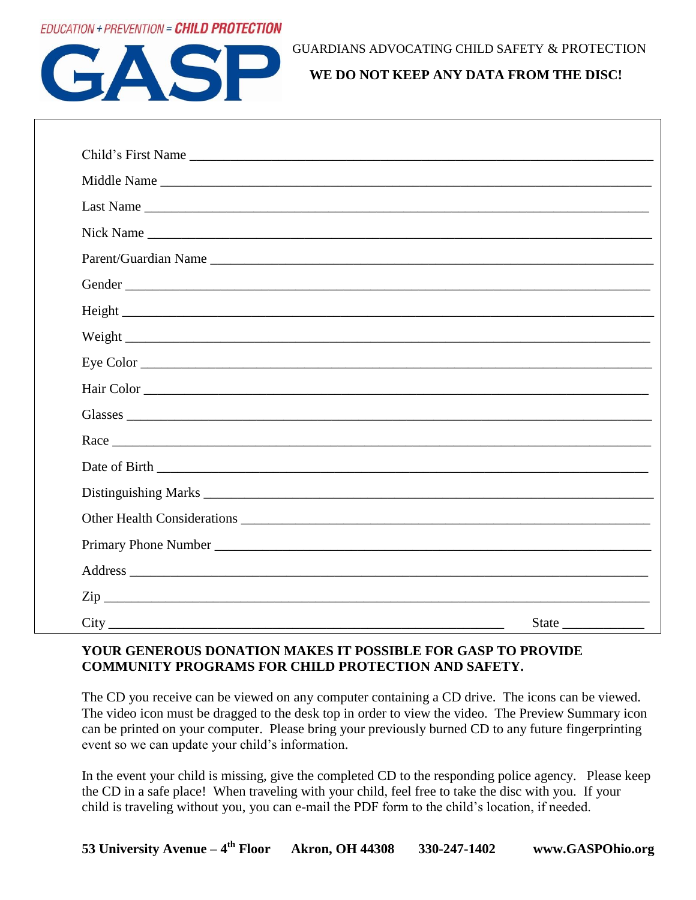EDUCATION + PREVENTION = **CHILD PROTECTION**

# GASP

GUARDIANS ADVOCATING CHILD SAFETY & PROTECTION

**WE DO NOT KEEP ANY DATA FROM THE DISC!**

Child's First Name ______________________________

Middle Name ______________________________

Last Name ______________________________

Nick Name ______________________________

Parent/Guardian Name ______________________________

Gender ______________________________

Height ______________________________

Weight ______________________________

Eye Color ______________________________

Hair Color ______________________________

Glasses ______________________________

Race ______________________________

Date of Birth ______________________________

Distinguishing Marks ______________________________

Other Health Considerations ______________________________

Primary Phone Number ______________________________

Address ______________________________

Zip ______________________________

City ______________________________ State ____________

**YOUR GENEROUS DONATION MAKES IT POSSIBLE FOR GASP TO PROVIDE COMMUNITY PROGRAMS FOR CHILD PROTECTION AND SAFETY.**

The CD you receive can be viewed on any computer containing a CD drive. The icons can be viewed. The video icon must be dragged to the desk top in order to view the video. The Preview Summary icon can be printed on your computer. Please bring your previously burned CD to any future fingerprinting event so we can update your child's information.

In the event your child is missing, give the completed CD to the responding police agency. Please keep the CD in a safe place! When traveling with your child, feel free to take the disc with you. If your child is traveling without you, you can e-mail the PDF form to the child's location, if needed.

**53 University Avenue – 4th Floor Akron, OH 44308 330-247-1402 www.GASPOhio.org**